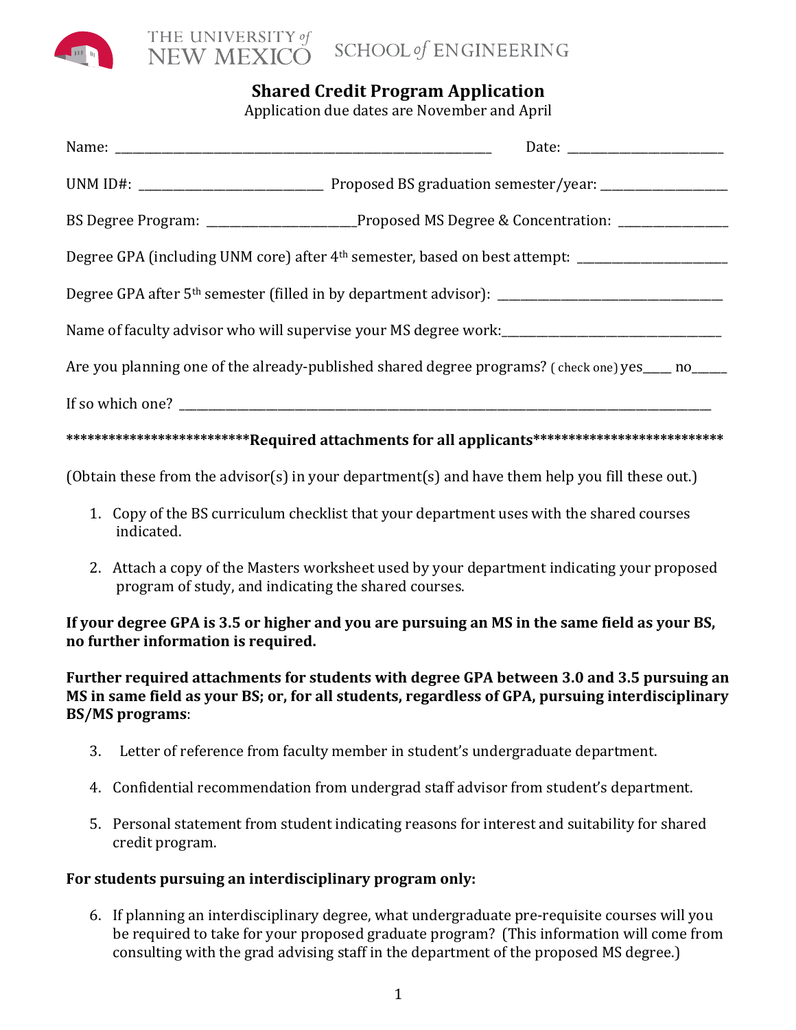THE UNIVERSITY of NEW MEXICO SCHOOL of ENGINEERING

# Shared Credit Program Application

Application due dates are November and April

Name: ______________________________________________________________ Date: _________________________

UNM ID#: ______________________________ Proposed BS graduation semester/year: ____________________

BS Degree Program: ________________________Proposed MS Degree & Concentration: _________________

Degree GPA (including UNM core) after 4th semester, based on best attempt: ________________________

Degree GPA after 5th semester (filled in by department advisor): ___________________________________

Name of faculty advisor who will supervise your MS degree work:___________________________________

Are you planning one of the already-published shared degree programs? ( check one) yes____ no_____

If so which one? ________________________________________________________________________________

*************************Required attachments for all applicants**************************

(Obtain these from the advisor(s) in your department(s) and have them help you fill these out.)

1. Copy of the BS curriculum checklist that your department uses with the shared courses indicated.
2. Attach a copy of the Masters worksheet used by your department indicating your proposed program of study, and indicating the shared courses.

**If your degree GPA is 3.5 or higher and you are pursuing an MS in the same field as your BS, no further information is required.**

**Further required attachments for students with degree GPA between 3.0 and 3.5 pursuing an MS in same field as your BS; or, for all students, regardless of GPA, pursuing interdisciplinary BS/MS programs**:

3. Letter of reference from faculty member in student's undergraduate department.
4. Confidential recommendation from undergrad staff advisor from student's department.
5. Personal statement from student indicating reasons for interest and suitability for shared credit program.

**For students pursuing an interdisciplinary program only:**

6. If planning an interdisciplinary degree, what undergraduate pre-requisite courses will you be required to take for your proposed graduate program? (This information will come from consulting with the grad advising staff in the department of the proposed MS degree.)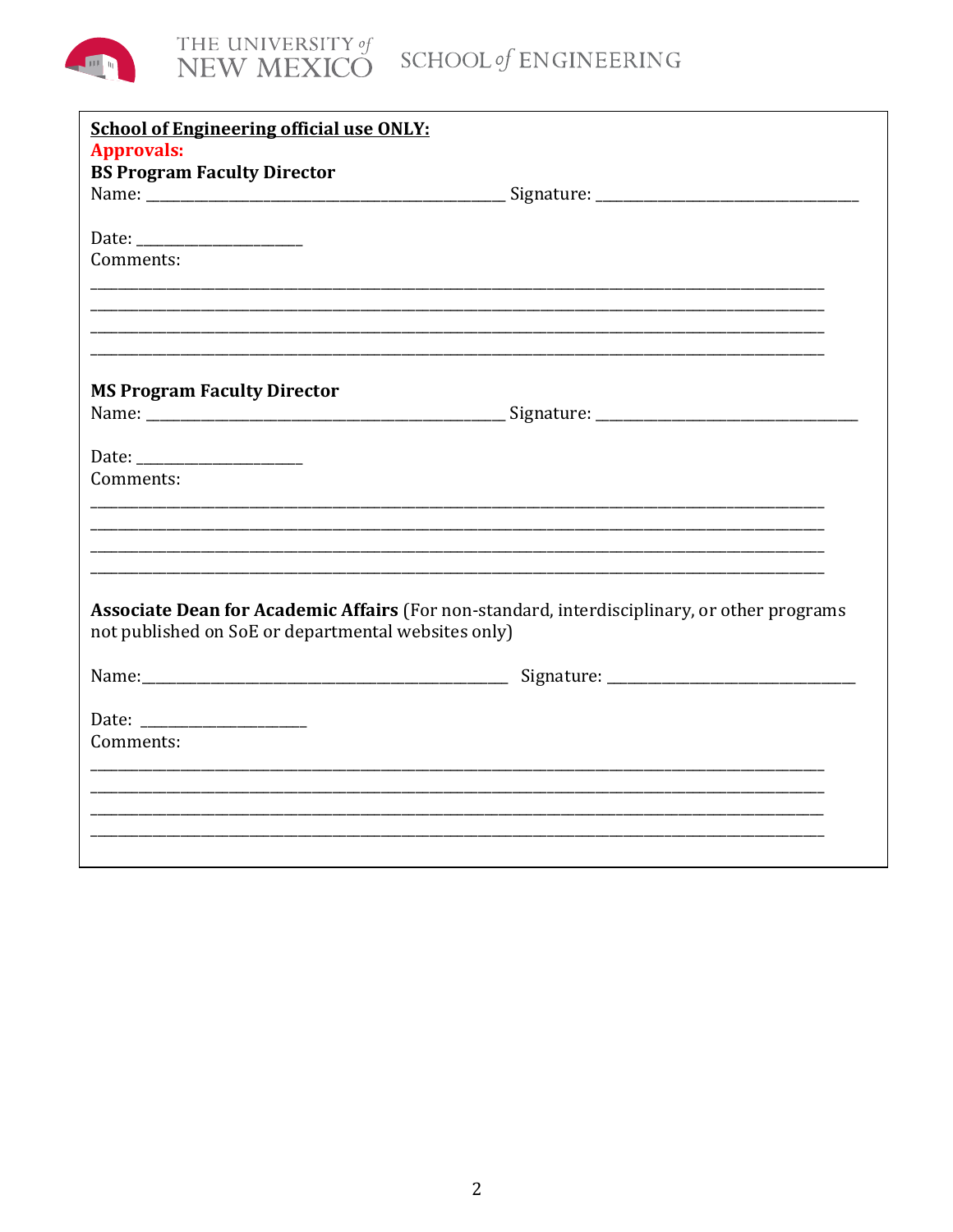**<u>School of Engineering official use ONLY:</u>**

**Approvals:**

**BS Program Faculty Director**

Name: ______________________________________________ Signature: _________________________________

Date: _____________________

Comments:

____________________________________________________________________________________________

____________________________________________________________________________________________

____________________________________________________________________________________________

____________________________________________________________________________________________

**MS Program Faculty Director**

Name: ______________________________________________ Signature: _________________________________

Date: _____________________

Comments:

____________________________________________________________________________________________

____________________________________________________________________________________________

____________________________________________________________________________________________

____________________________________________________________________________________________

**Associate Dean for Academic Affairs** (For non-standard, interdisciplinary, or other programs not published on SoE or departmental websites only)

Name:_______________________________________________ Signature: _______________________________

Date: _____________________

Comments:

____________________________________________________________________________________________

____________________________________________________________________________________________

____________________________________________________________________________________________

____________________________________________________________________________________________